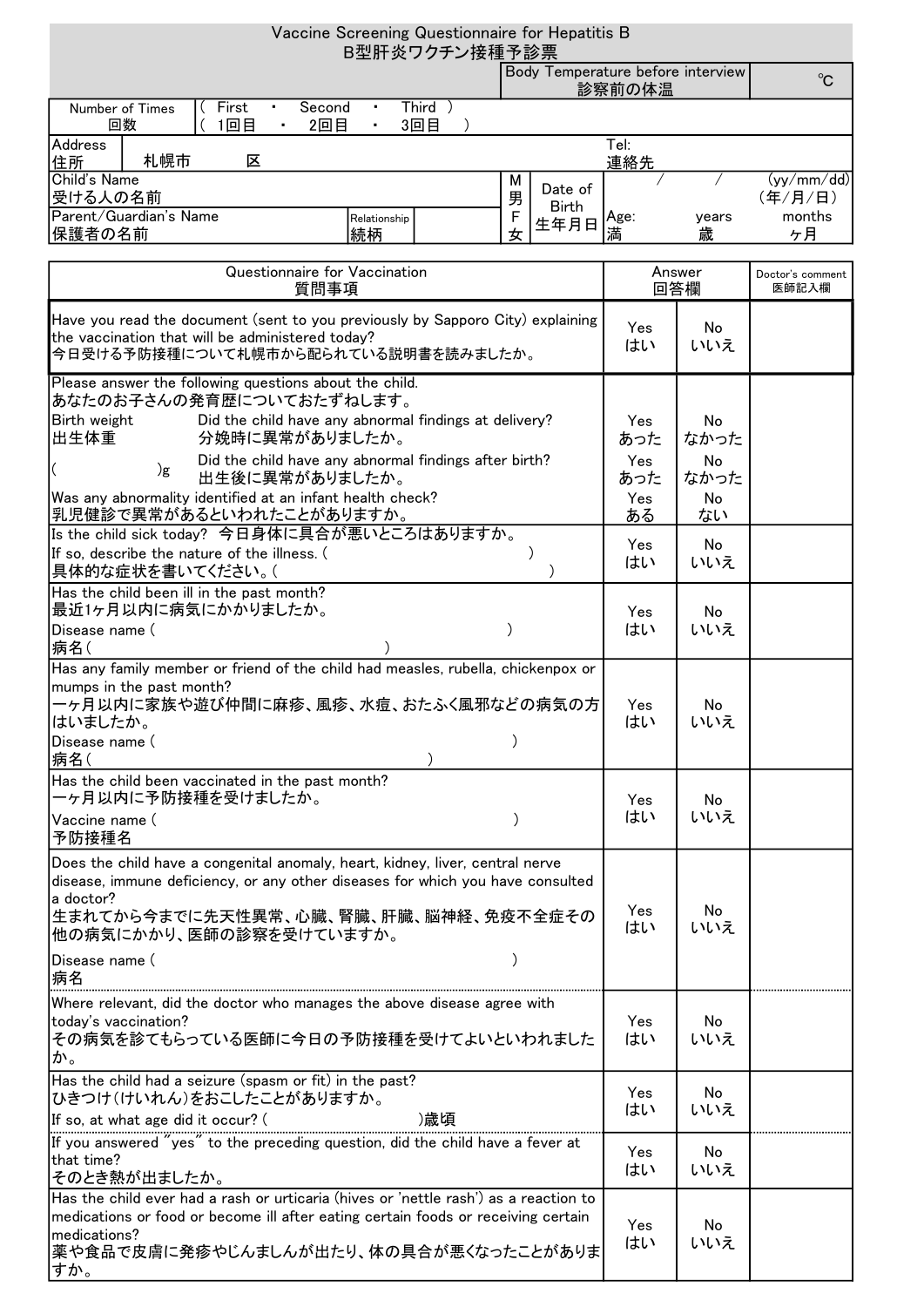# Vaccine Screening Questionnaire for Hepatitis B
# B型肝炎ワクチン接種予診票

| | | | |
|---|---|---|---|
| | | Body Temperature before interview 診察前の体温 | ℃ |

| | |
|---|---|
| Number of Times 回数 | ( First ・ Second ・ Third ) ( 1回目 ・ 2回目 ・ 3回目 ) |

| | | | | | | |
|---|---|---|---|---|---|---|
| Address 住所 | 札幌市　　区 | | | | Tel: 連絡先 | |
| Child's Name 受ける人の名前 | | | M 男 | Date of Birth 生年月日 | / / | (yy/mm/dd) (年/月/日) |
| Parent/Guardian's Name 保護者の名前 | Relationship 続柄 | | F 女 | | Age: 満　years 歳 | months ケ月 |

| Questionnaire for Vaccination 質問事項 | Answer 回答欄 | | Doctor's comment 医師記入欄 |
|---|---|---|---|
| Have you read the document (sent to you previously by Sapporo City) explaining the vaccination that will be administered today? 今日受ける予防接種について札幌市から配られている説明書を読みましたか。 | Yes はい | No いいえ | |
| Please answer the following questions about the child. あなたのお子さんの発育歴についておたずねします。 | | | |
| Birth weight 出生体重 ( )g — Did the child have any abnormal findings at delivery? 分娩時に異常がありましたか。 | Yes あった | No なかった | |
| Did the child have any abnormal findings after birth? 出生後に異常がありましたか。 | Yes あった | No なかった | |
| Was any abnormality identified at an infant health check? 乳児健診で異常があるといわれたことがありますか。 | Yes ある | No ない | |
| Is the child sick today? 今日身体に具合が悪いところはありますか。 If so, describe the nature of the illness. ( ) 具体的な症状を書いてください。( ) | Yes はい | No いいえ | |
| Has the child been ill in the past month? 最近1ヶ月以内に病気にかかりましたか。 Disease name ( ) 病名( ) | Yes はい | No いいえ | |
| Has any family member or friend of the child had measles, rubella, chickenpox or mumps in the past month? 一ヶ月以内に家族や遊び仲間に麻疹、風疹、水痘、おたふく風邪などの病気の方はいましたか。 Disease name ( ) 病名( ) | Yes はい | No いいえ | |
| Has the child been vaccinated in the past month? 一ヶ月以内に予防接種を受けましたか。 Vaccine name ( ) 予防接種名 | Yes はい | No いいえ | |
| Does the child have a congenital anomaly, heart, kidney, liver, central nerve disease, immune deficiency, or any other diseases for which you have consulted a doctor? 生まれてから今までに先天性異常、心臓、腎臓、肝臓、脳神経、免疫不全症その他の病気にかかり、医師の診察を受けていますか。 Disease name ( ) 病名 | Yes はい | No いいえ | |
| Where relevant, did the doctor who manages the above disease agree with today's vaccination? その病気を診てもらっている医師に今日の予防接種を受けてよいといわれましたか。 | Yes はい | No いいえ | |
| Has the child had a seizure (spasm or fit) in the past? ひきつけ(けいれん)をおこしたことがありますか。 If so, at what age did it occur? ( )歳頃 | Yes はい | No いいえ | |
| If you answered "yes" to the preceding question, did the child have a fever at that time? そのとき熱が出ましたか。 | Yes はい | No いいえ | |
| Has the child ever had a rash or urticaria (hives or 'nettle rash') as a reaction to medications or food or become ill after eating certain foods or receiving certain medications? 薬や食品で皮膚に発疹やじんましんが出たり、体の具合が悪くなったことがありますか。 | Yes はい | No いいえ | |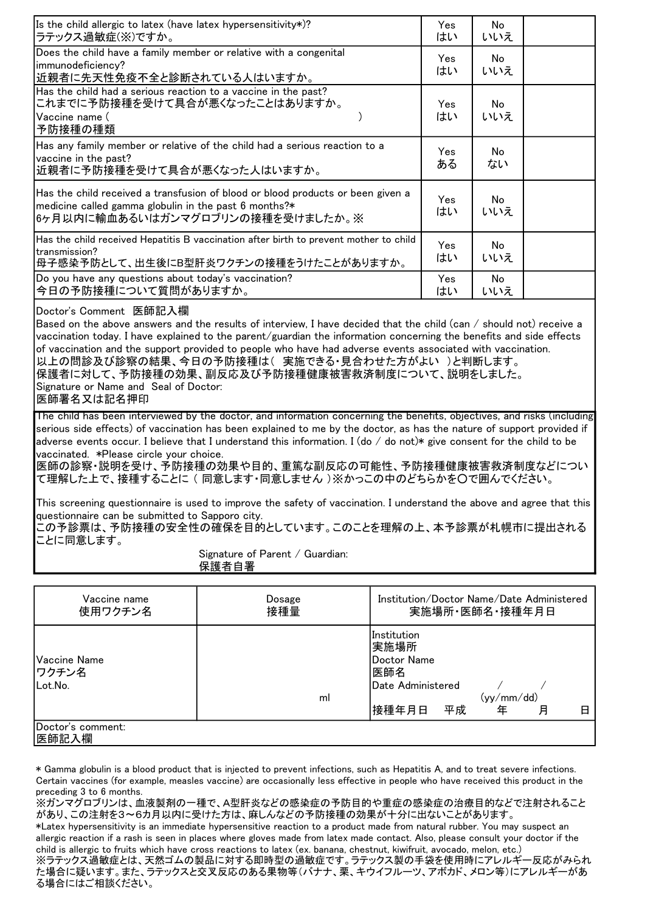| | | | |
|---|---|---|---|
| Is the child allergic to latex (have latex hypersensitivity*)?<br>ラテックス過敏症(※)ですか。 | Yes<br>はい | No<br>いいえ | |
| Does the child have a family member or relative with a congenital immunodeficiency?<br>近親者に先天性免疫不全と診断されている人はいますか。 | Yes<br>はい | No<br>いいえ | |
| Has the child had a serious reaction to a vaccine in the past?<br>これまでに予防接種を受けて具合が悪くなったことはありますか。<br>Vaccine name (　　　　　　　　　　　　)<br>予防接種の種類 | Yes<br>はい | No<br>いいえ | |
| Has any family member or relative of the child had a serious reaction to a vaccine in the past?<br>近親者に予防接種を受けて具合が悪くなった人はいますか。 | Yes<br>ある | No<br>ない | |
| Has the child received a transfusion of blood or blood products or been given a medicine called gamma globulin in the past 6 months?*<br>6ヶ月以内に輸血あるいはガンマグロブリンの接種を受けましたか。※ | Yes<br>はい | No<br>いいえ | |
| Has the child received Hepatitis B vaccination after birth to prevent mother to child transmission?<br>母子感染予防として、出生後にB型肝炎ワクチンの接種をうけたことがありますか。 | Yes<br>はい | No<br>いいえ | |
| Do you have any questions about today's vaccination?<br>今日の予防接種について質問がありますか。 | Yes<br>はい | No<br>いいえ | |

Doctor's Comment　医師記入欄

Based on the above answers and the results of interview, I have decided that the child (can / should not) receive a vaccination today. I have explained to the parent/guardian the information concerning the benefits and side effects of vaccination and the support provided to people who have had adverse events associated with vaccination.
以上の問診及び診察の結果、今日の予防接種は(　実施できる・見合わせた方がよい　)と判断します。
保護者に対して、予防接種の効果、副反応及び予防接種健康被害救済制度について、説明をしました。
Signature or Name and Seal of Doctor:
医師署名又は記名押印

The child has been interviewed by the doctor, and information concerning the benefits, objectives, and risks (including serious side effects) of vaccination has been explained to me by the doctor, as has the nature of support provided if adverse events occur. I believe that I understand this information. I (do / do not)* give consent for the child to be vaccinated. *Please circle your choice.
医師の診察・説明を受け、予防接種の効果や目的、重篤な副反応の可能性、予防接種健康被害救済制度などについて理解した上で、接種することに ( 同意します・同意しません )※かっこの中のどちらかを〇で囲んでください。

This screening questionnaire is used to improve the safety of vaccination. I understand the above and agree that this questionnaire can be submitted to Sapporo city.
この予診票は、予防接種の安全性の確保を目的としています。このことを理解の上、本予診票が札幌市に提出されることに同意します。

Signature of Parent / Guardian:
保護者自署

| Vaccine name<br>使用ワクチン名 | Dosage<br>接種量 | Institution/Doctor Name/Date Administered<br>実施場所・医師名・接種年月日 |
|---|---|---|
| Vaccine Name<br>ワクチン名<br>Lot.No. | ml | Institution<br>実施場所<br>Doctor Name<br>医師名<br>Date Administered　　/　　/<br>(yy/mm/dd)<br>接種年月日　平成　　年　　月　　日 |
| Doctor's comment:<br>医師記入欄 | | |

* Gamma globulin is a blood product that is injected to prevent infections, such as Hepatitis A, and to treat severe infections. Certain vaccines (for example, measles vaccine) are occasionally less effective in people who have received this product in the preceding 3 to 6 months.
※ガンマグロブリンは、血液製剤の一種で、A型肝炎などの感染症の予防目的や重症の感染症の治療目的などで注射されることがあり、この注射を3～6カ月以内に受けた方は、麻しんなどの予防接種の効果が十分に出ないことがあります。
*Latex hypersensitivity is an immediate hypersensitive reaction to a product made from natural rubber. You may suspect an allergic reaction if a rash is seen in places where gloves made from latex made contact. Also, please consult your doctor if the child is allergic to fruits which have cross reactions to latex (ex. banana, chestnut, kiwifruit, avocado, melon, etc.)
※ラテックス過敏症とは、天然ゴムの製品に対する即時型の過敏症です。ラテックス製の手袋を使用時にアレルギー反応がみられた場合に疑います。また、ラテックスと交叉反応のある果物等(バナナ、栗、キウイフルーツ、アボカド、メロン等)にアレルギーがある場合にはご相談ください。